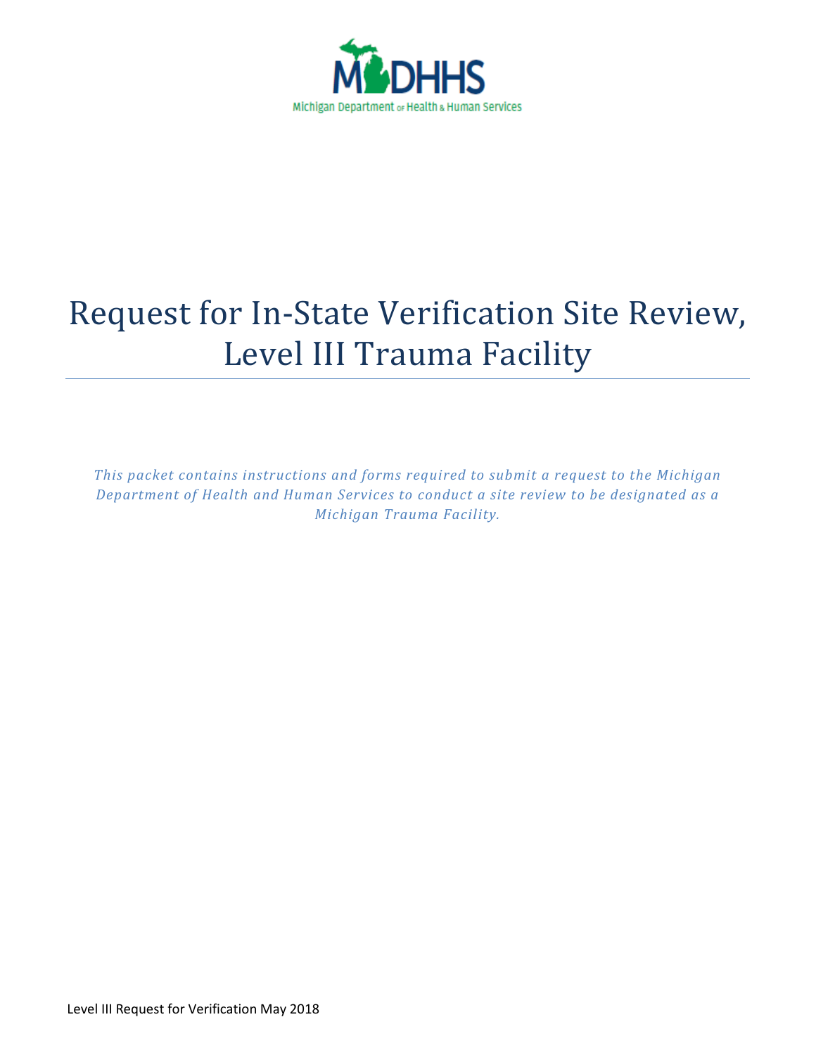MDHHS

Michigan Department of Health & Human Services

# Request for In-State Verification Site Review, Level III Trauma Facility

*This packet contains instructions and forms required to submit a request to the Michigan Department of Health and Human Services to conduct a site review to be designated as a Michigan Trauma Facility.*

Level III Request for Verification May 2018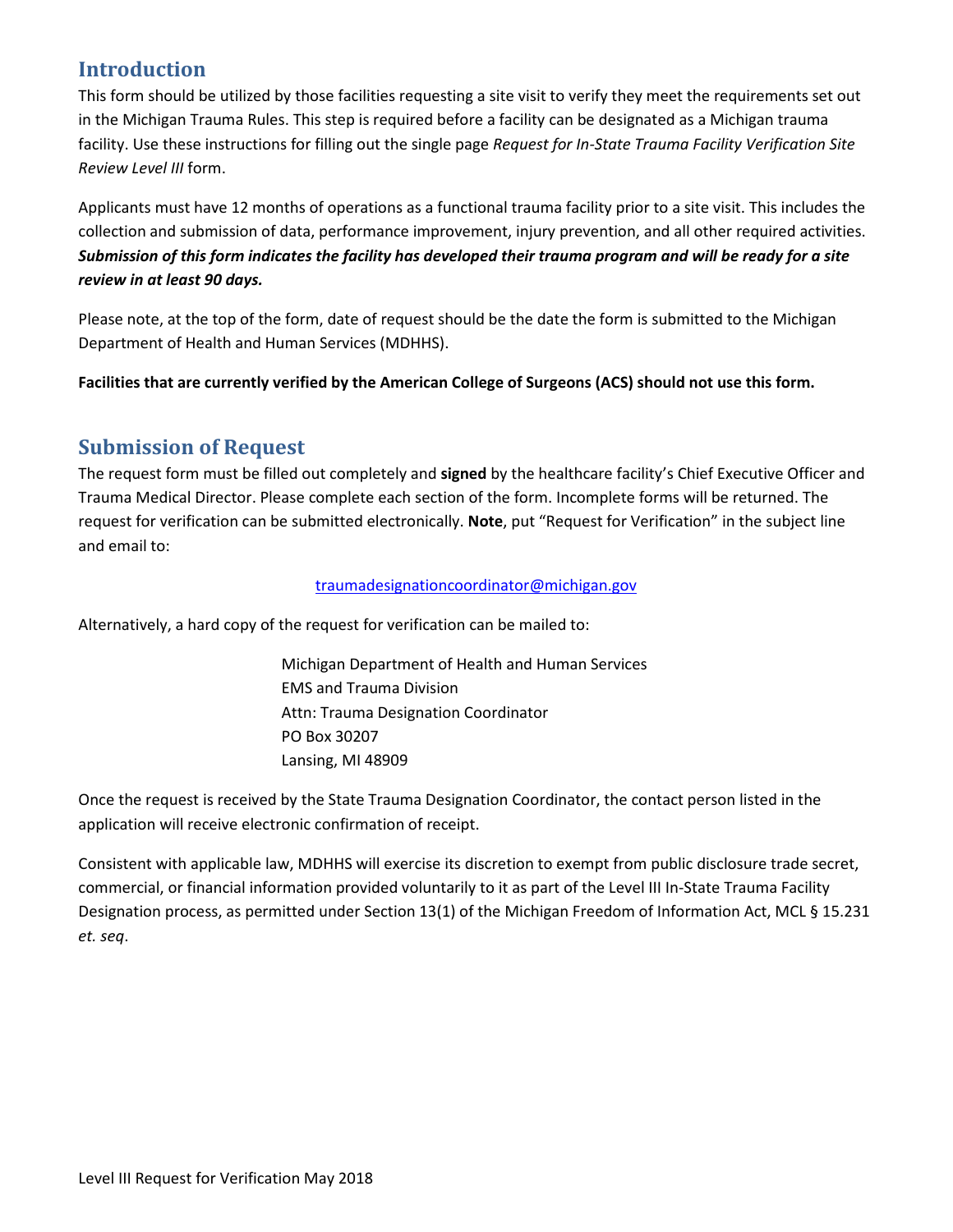## Introduction

This form should be utilized by those facilities requesting a site visit to verify they meet the requirements set out in the Michigan Trauma Rules. This step is required before a facility can be designated as a Michigan trauma facility. Use these instructions for filling out the single page *Request for In-State Trauma Facility Verification Site Review Level III* form.

Applicants must have 12 months of operations as a functional trauma facility prior to a site visit. This includes the collection and submission of data, performance improvement, injury prevention, and all other required activities. ***Submission of this form indicates the facility has developed their trauma program and will be ready for a site review in at least 90 days.***

Please note, at the top of the form, date of request should be the date the form is submitted to the Michigan Department of Health and Human Services (MDHHS).

**Facilities that are currently verified by the American College of Surgeons (ACS) should not use this form.**

## Submission of Request

The request form must be filled out completely and **signed** by the healthcare facility's Chief Executive Officer and Trauma Medical Director. Please complete each section of the form. Incomplete forms will be returned. The request for verification can be submitted electronically. **Note**, put "Request for Verification" in the subject line and email to:

traumadesignationcoordinator@michigan.gov

Alternatively, a hard copy of the request for verification can be mailed to:

Michigan Department of Health and Human Services
EMS and Trauma Division
Attn: Trauma Designation Coordinator
PO Box 30207
Lansing, MI 48909

Once the request is received by the State Trauma Designation Coordinator, the contact person listed in the application will receive electronic confirmation of receipt.

Consistent with applicable law, MDHHS will exercise its discretion to exempt from public disclosure trade secret, commercial, or financial information provided voluntarily to it as part of the Level III In-State Trauma Facility Designation process, as permitted under Section 13(1) of the Michigan Freedom of Information Act, MCL § 15.231 *et. seq*.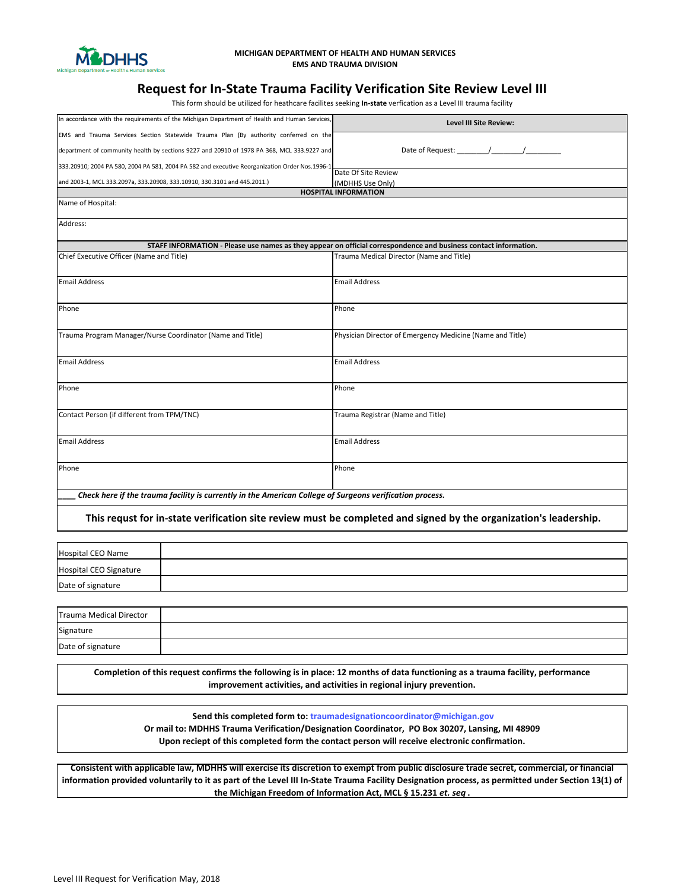MICHIGAN DEPARTMENT OF HEALTH AND HUMAN SERVICES
EMS AND TRAUMA DIVISION

# Request for In-State Trauma Facility Verification Site Review Level III

This form should be utilized for heathcare facilites seeking **In-state** verfication as a Level III trauma facility

| | |
|---|---|
| In accordance with the requirements of the Michigan Department of Health and Human Services, EMS and Trauma Services Section Statewide Trauma Plan (By authority conferred on the department of community health by sections 9227 and 20910 of 1978 PA 368, MCL 333.9227 and 333.20910; 2004 PA 580, 2004 PA 581, 2004 PA 582 and executive Reorganization Order Nos.1996-1 and 2003-1, MCL 333.2097a, 333.20908, 333.10910, 330.3101 and 445.2011.) | **Level III Site Review:**<br><br>Date of Request: _______/_______/________<br><br>Date Of Site Review (MDHHS Use Only) |

| **HOSPITAL INFORMATION** |
|---|
| Name of Hospital: |
| Address: |

| **STAFF INFORMATION - Please use names as they appear on official correspondence and business contact information.** | |
|---|---|
| Chief Executive Officer (Name and Title) | Trauma Medical Director (Name and Title) |
| Email Address | Email Address |
| Phone | Phone |
| Trauma Program Manager/Nurse Coordinator (Name and Title) | Physician Director of Emergency Medicine (Name and Title) |
| Email Address | Email Address |
| Phone | Phone |
| Contact Person (if different from TPM/TNC) | Trauma Registrar (Name and Title) |
| Email Address | Email Address |
| Phone | Phone |

____ ***Check here if the trauma facility is currently in the American College of Surgeons verification process.***

**This requst for in-state verification site review must be completed and signed by the organization's leadership.**

| | |
|---|---|
| Hospital CEO Name | |
| Hospital CEO Signature | |
| Date of signature | |

| | |
|---|---|
| Trauma Medical Director | |
| Signature | |
| Date of signature | |

**Completion of this request confirms the following is in place: 12 months of data functioning as a trauma facility, performance improvement activities, and activities in regional injury prevention.**

**Send this completed form to: traumadesignationcoordinator@michigan.gov**
**Or mail to: MDHHS Trauma Verification/Designation Coordinator, PO Box 30207, Lansing, MI 48909**
**Upon reciept of this completed form the contact person will receive electronic confirmation.**

**Consistent with applicable law, MDHHS will exercise its discretion to exempt from public disclosure trade secret, commercial, or financial information provided voluntarily to it as part of the Level III In-State Trauma Facility Designation process, as permitted under Section 13(1) of the Michigan Freedom of Information Act, MCL § 15.231 *et. seq*.**

Level III Request for Verification May, 2018